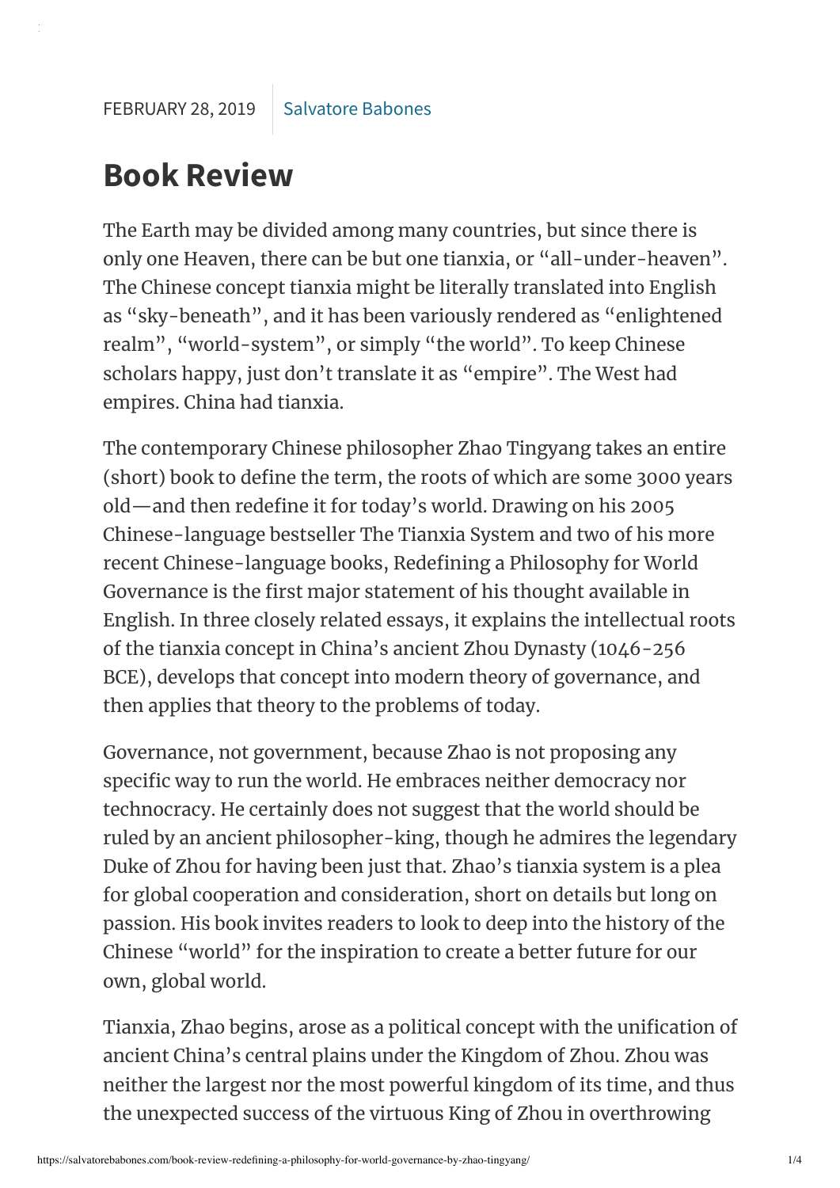FEBRUARY 28, 2019 | Salvatore Babones

# Book Review

The Earth may be divided among many countries, but since there is only one Heaven, there can be but one tianxia, or "all-under-heaven". The Chinese concept tianxia might be literally translated into English as "sky-beneath", and it has been variously rendered as "enlightened realm", "world-system", or simply "the world". To keep Chinese scholars happy, just don't translate it as "empire". The West had empires. China had tianxia.

The contemporary Chinese philosopher Zhao Tingyang takes an entire (short) book to define the term, the roots of which are some 3000 years old—and then redefine it for today's world. Drawing on his 2005 Chinese-language bestseller The Tianxia System and two of his more recent Chinese-language books, Redefining a Philosophy for World Governance is the first major statement of his thought available in English. In three closely related essays, it explains the intellectual roots of the tianxia concept in China's ancient Zhou Dynasty (1046-256 BCE), develops that concept into modern theory of governance, and then applies that theory to the problems of today.

Governance, not government, because Zhao is not proposing any specific way to run the world. He embraces neither democracy nor technocracy. He certainly does not suggest that the world should be ruled by an ancient philosopher-king, though he admires the legendary Duke of Zhou for having been just that. Zhao's tianxia system is a plea for global cooperation and consideration, short on details but long on passion. His book invites readers to look to deep into the history of the Chinese "world" for the inspiration to create a better future for our own, global world.

Tianxia, Zhao begins, arose as a political concept with the unification of ancient China's central plains under the Kingdom of Zhou. Zhou was neither the largest nor the most powerful kingdom of its time, and thus the unexpected success of the virtuous King of Zhou in overthrowing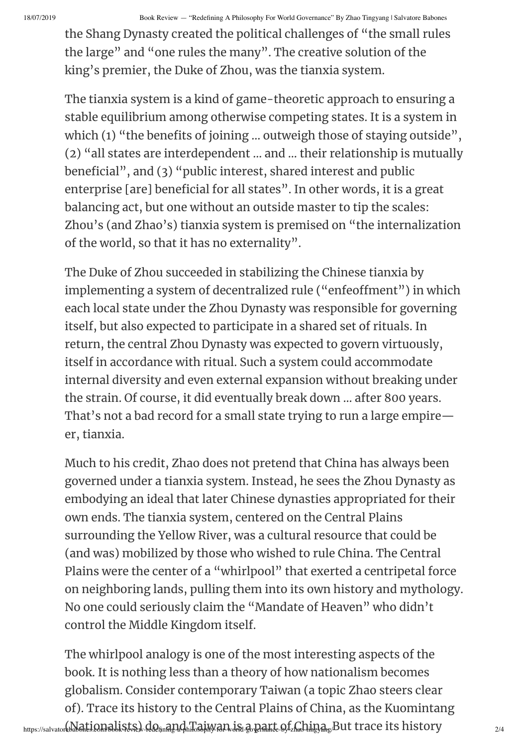the Shang Dynasty created the political challenges of "the small rules the large" and "one rules the many". The creative solution of the king's premier, the Duke of Zhou, was the tianxia system.

The tianxia system is a kind of game-theoretic approach to ensuring a stable equilibrium among otherwise competing states. It is a system in which (1) "the benefits of joining ... outweigh those of staying outside", (2) "all states are interdependent ... and ... their relationship is mutually beneficial", and (3) "public interest, shared interest and public enterprise [are] beneficial for all states". In other words, it is a great balancing act, but one without an outside master to tip the scales: Zhou's (and Zhao's) tianxia system is premised on "the internalization of the world, so that it has no externality".

The Duke of Zhou succeeded in stabilizing the Chinese tianxia by implementing a system of decentralized rule ("enfeoffment") in which each local state under the Zhou Dynasty was responsible for governing itself, but also expected to participate in a shared set of rituals. In return, the central Zhou Dynasty was expected to govern virtuously, itself in accordance with ritual. Such a system could accommodate internal diversity and even external expansion without breaking under the strain. Of course, it did eventually break down ... after 800 years. That's not a bad record for a small state trying to run a large empire—er, tianxia.

Much to his credit, Zhao does not pretend that China has always been governed under a tianxia system. Instead, he sees the Zhou Dynasty as embodying an ideal that later Chinese dynasties appropriated for their own ends. The tianxia system, centered on the Central Plains surrounding the Yellow River, was a cultural resource that could be (and was) mobilized by those who wished to rule China. The Central Plains were the center of a "whirlpool" that exerted a centripetal force on neighboring lands, pulling them into its own history and mythology. No one could seriously claim the "Mandate of Heaven" who didn't control the Middle Kingdom itself.

The whirlpool analogy is one of the most interesting aspects of the book. It is nothing less than a theory of how nationalism becomes globalism. Consider contemporary Taiwan (a topic Zhao steers clear of). Trace its history to the Central Plains of China, as the Kuomintang (Nationalists) do, and Taiwan is a part of China. But trace its history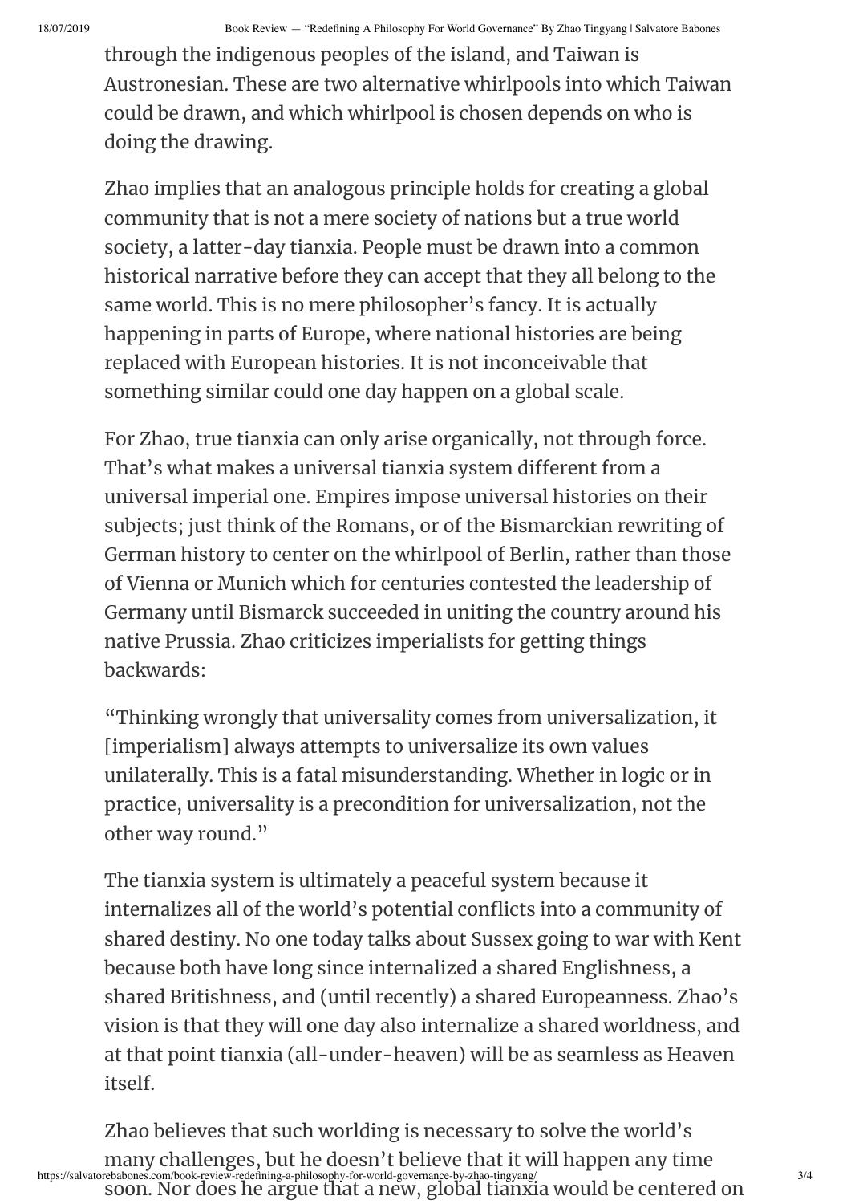through the indigenous peoples of the island, and Taiwan is Austronesian. These are two alternative whirlpools into which Taiwan could be drawn, and which whirlpool is chosen depends on who is doing the drawing.

Zhao implies that an analogous principle holds for creating a global community that is not a mere society of nations but a true world society, a latter-day tianxia. People must be drawn into a common historical narrative before they can accept that they all belong to the same world. This is no mere philosopher's fancy. It is actually happening in parts of Europe, where national histories are being replaced with European histories. It is not inconceivable that something similar could one day happen on a global scale.

For Zhao, true tianxia can only arise organically, not through force. That's what makes a universal tianxia system different from a universal imperial one. Empires impose universal histories on their subjects; just think of the Romans, or of the Bismarckian rewriting of German history to center on the whirlpool of Berlin, rather than those of Vienna or Munich which for centuries contested the leadership of Germany until Bismarck succeeded in uniting the country around his native Prussia. Zhao criticizes imperialists for getting things backwards:

"Thinking wrongly that universality comes from universalization, it [imperialism] always attempts to universalize its own values unilaterally. This is a fatal misunderstanding. Whether in logic or in practice, universality is a precondition for universalization, not the other way round."

The tianxia system is ultimately a peaceful system because it internalizes all of the world's potential conflicts into a community of shared destiny. No one today talks about Sussex going to war with Kent because both have long since internalized a shared Englishness, a shared Britishness, and (until recently) a shared Europeanness. Zhao's vision is that they will one day also internalize a shared worldness, and at that point tianxia (all-under-heaven) will be as seamless as Heaven itself.

Zhao believes that such worlding is necessary to solve the world's many challenges, but he doesn't believe that it will happen any time soon. Nor does he argue that a new, global tianxia would be centered on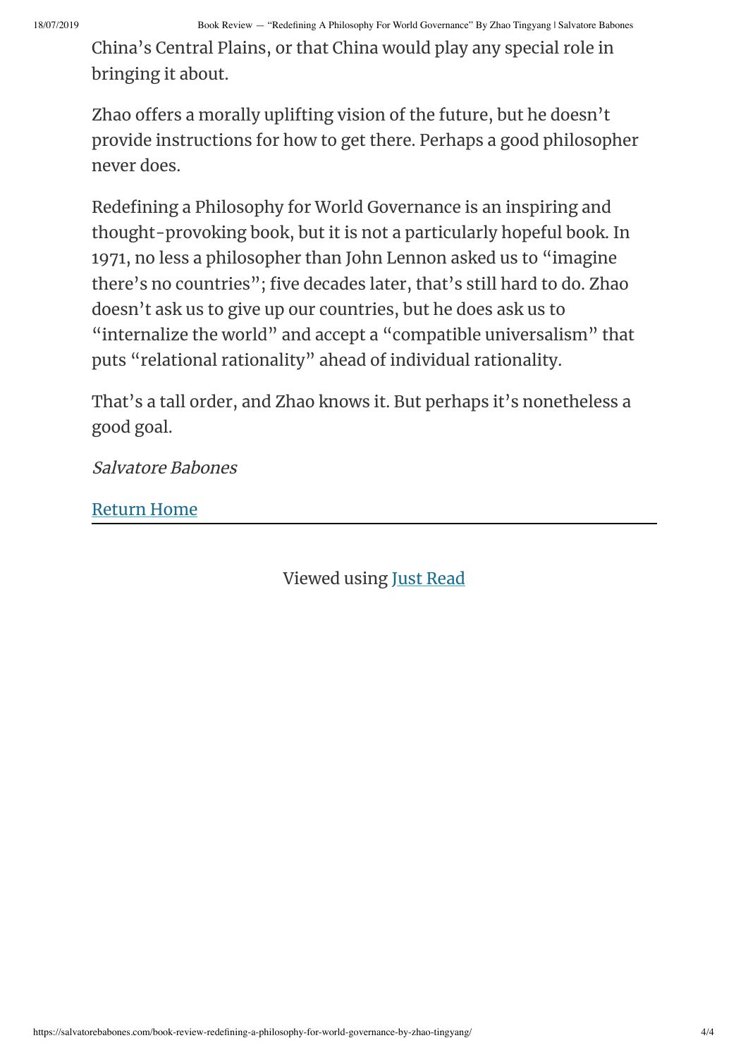China's Central Plains, or that China would play any special role in bringing it about.

Zhao offers a morally uplifting vision of the future, but he doesn't provide instructions for how to get there. Perhaps a good philosopher never does.

Redefining a Philosophy for World Governance is an inspiring and thought-provoking book, but it is not a particularly hopeful book. In 1971, no less a philosopher than John Lennon asked us to "imagine there's no countries"; five decades later, that's still hard to do. Zhao doesn't ask us to give up our countries, but he does ask us to "internalize the world" and accept a "compatible universalism" that puts "relational rationality" ahead of individual rationality.

That's a tall order, and Zhao knows it. But perhaps it's nonetheless a good goal.

*Salvatore Babones*

Return Home

---

Viewed using Just Read